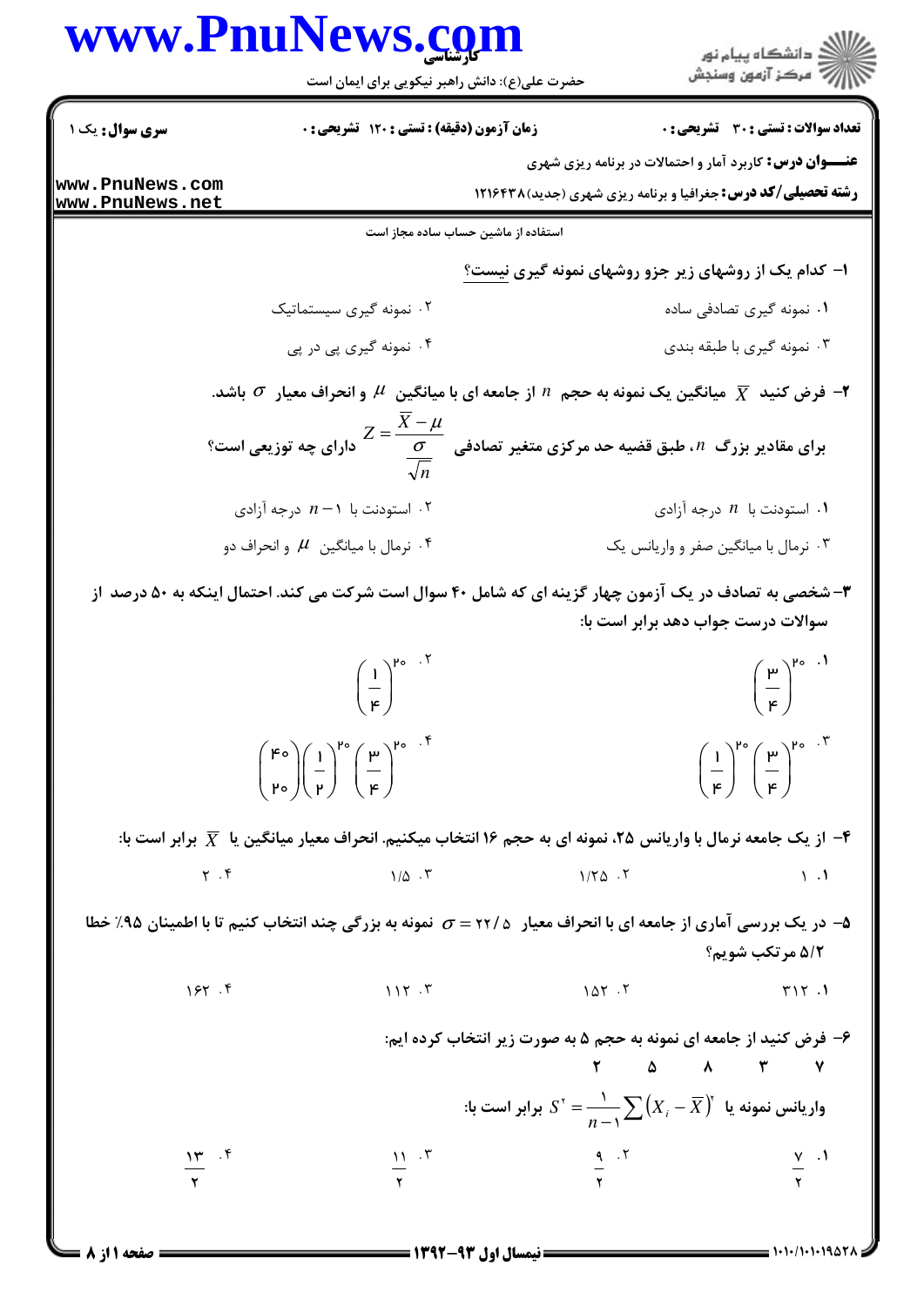www.PnuNews.com

کارشناسی

حضرت علی(ع): دانش راهبر نیکویی برای ایمان است

دانشگاه پیام نور
مرکز آزمون وسنجش

**سری سوال:** یک ۱

**زمان آزمون (دقیقه) : تستی : ۱۲۰ تشریحی : ۰**

**تعداد سوالات : تستی : ۳۰ تشریحی : ۰**

**عنـــوان درس:** کاربرد آمار و احتمالات در برنامه ریزی شهری

**رشته تحصیلی/کد درس:** جغرافیا و برنامه ریزی شهری (جدید)۱۲۱۶۴۳۸

www.PnuNews.com
www.PnuNews.net

استفاده از ماشین حساب ساده مجاز است

۱- کدام یک از روشهای زیر جزو روشهای نمونه گیری نیست؟

۱. نمونه گیری تصادفی ساده

۲. نمونه گیری سیستماتیک

۳. نمونه گیری با طبقه بندی

۴. نمونه گیری پی در پی

۲- فرض کنید $\overline{X}$ میانگین یک نمونه به حجم $n$ از جامعه ای با میانگین $\mu$ و انحراف معیار $\sigma$ باشد.

برای مقادیر بزرگ $n$، طبق قضیه حد مرکزی متغیر تصادفی $Z=\dfrac{\overline{X}-\mu}{\frac{\sigma}{\sqrt{n}}}$ دارای چه توزیعی است؟

۱. استودنت با $n$ درجه آزادی

۲. استودنت با $n-1$ درجه آزادی

۳. نرمال با میانگین صفر و واریانس یک

۴. نرمال با میانگین $\mu$ و انحراف دو

۳- شخصی به تصادف در یک آزمون چهار گزینه ای که شامل ۴۰ سوال است شرکت می کند. احتمال اینکه به ۵۰ درصد از سوالات درست جواب دهد برابر است با:

۱. $\left(\frac{3}{4}\right)^{20}$

۲. $\left(\frac{1}{4}\right)^{20}$

۳. $\left(\frac{1}{4}\right)^{20}\left(\frac{3}{4}\right)^{20}$

۴. $\binom{40}{20}\left(\frac{1}{2}\right)^{20}\left(\frac{3}{4}\right)^{20}$

۴- از یک جامعه نرمال با واریانس ۲۵، نمونه ای به حجم ۱۶ انتخاب میکنیم. انحراف معیار میانگین یا $\overline{X}$ برابر است با:

۱. ۱

۲. ۱/۲۵

۳. ۱/۵

۴. ۲

۵- در یک بررسی آماری از جامعه ای با انحراف معیار $\sigma = ۲۲/۵$ نمونه به بزرگی چند انتخاب کنیم تا با اطمینان ۹۵٪ خطا ۵/۲ مرتکب شویم؟

۱. ۳۱۲

۲. ۱۵۲

۳. ۱۱۲

۴. ۱۶۲

۶- فرض کنید از جامعه ای نمونه به حجم ۵ به صورت زیر انتخاب کرده ایم:

۲ ۵ ۸ ۳ ۷

واریانس نمونه یا $S^2=\dfrac{1}{n-1}\sum\left(X_i-\overline{X}\right)^2$ برابر است با:

۱. $\frac{7}{2}$

۲. $\frac{9}{2}$

۳. $\frac{11}{2}$

۴. $\frac{13}{2}$

**نیمسال اول ۹۳-۱۳۹۲**

۱۰۱۰/۱۰۱۰۱۹۵۲۸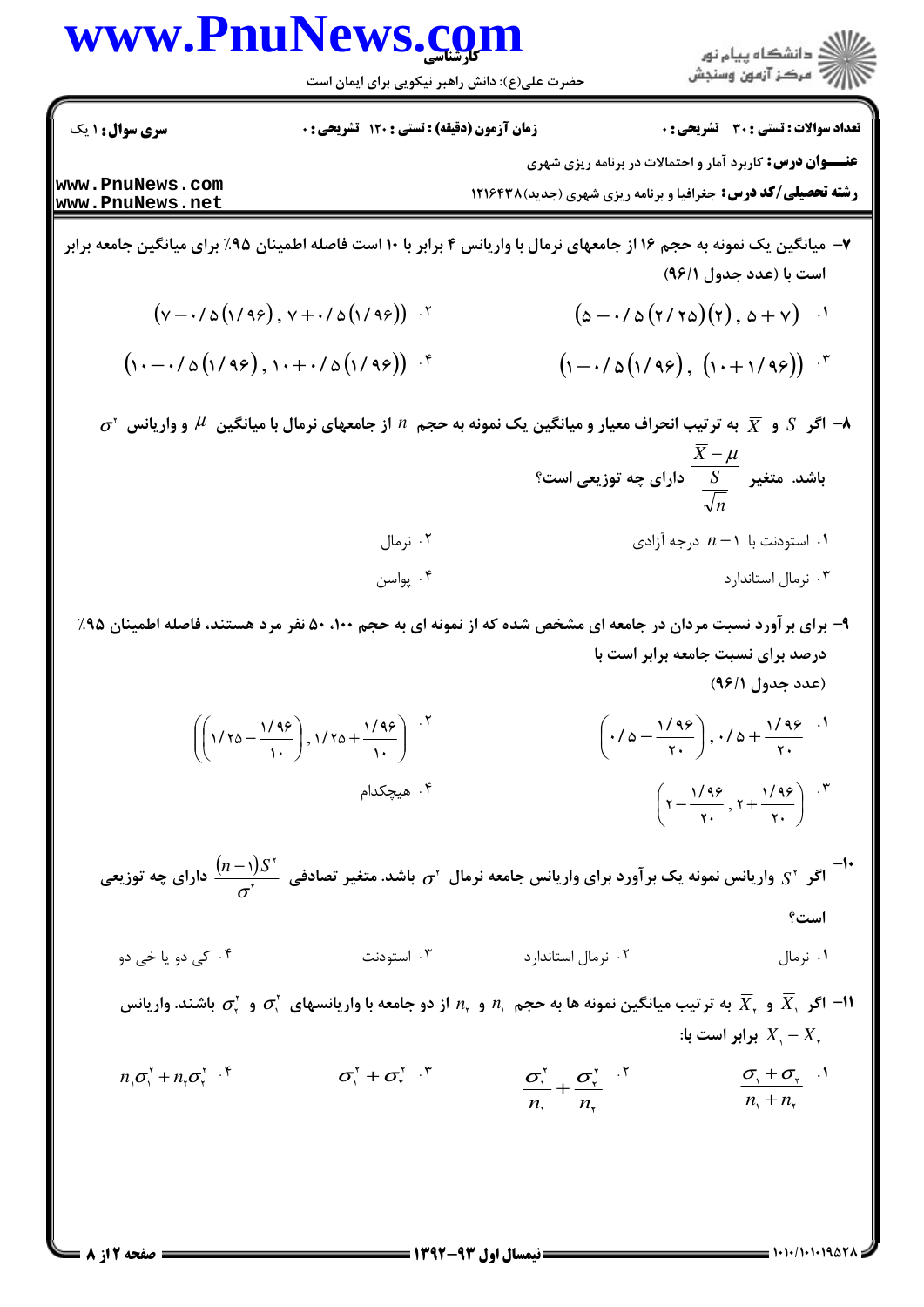**سری سوال:** ۱ یک | **زمان آزمون (دقیقه) : تستی :** ۱۲۰ **تشریحی :** ۰ | **تعداد سوالات : تستی :** ۳۰ **تشریحی :** ۰

**عنـــوان درس:** کاربرد آمار و احتمالات در برنامه ریزی شهری

**رشته تحصیلی/کد درس:** جغرافیا و برنامه ریزی شهری (جدید)۱۲۱۶۴۳۸

۷- میانگین یک نمونه به حجم ۱۶ از جامعهای نرمال با واریانس ۴ برابر با ۱۰ است فاصله اطمینان ۹۵٪ برای میانگین جامعه برابر است با (عدد جدول ۱/۹۶)

۱. $(5-0/5(2/25)(2), 5+7)$

۲. $(7-0/5(1/96), 7+0/5(1/96))$

۳. $(1-0/5(1/96), (10+1/96))$

۴. $(10-0/5(1/96), 10+0/5(1/96))$

۸- اگر $S$ و $\overline{X}$ به ترتیب انحراف معیار و میانگین یک نمونه به حجم $n$ از جامعهای نرمال با میانگین $\mu$ و واریانس $\sigma^2$ باشد. متغیر $\dfrac{\overline{X}-\mu}{\frac{S}{\sqrt{n}}}$ دارای چه توزیعی است؟

۱. استودنت با $n-1$ درجه آزادی

۲. نرمال

۳. نرمال استاندارد

۴. پواسن

۹- برای برآورد نسبت مردان در جامعه ای مشخص شده که از نمونه ای به حجم ۱۰۰، ۵۰ نفر مرد هستند، فاصله اطمینان ۹۵٪ درصد برای نسبت جامعه برابر است با (عدد جدول ۱/۹۶)

۱. $\left(0/5-\frac{1/96}{20}, 0/5+\frac{1/96}{20}\right)$

۲. $\left(\left(1/25-\frac{1/96}{10}\right), 1/25+\frac{1/96}{10}\right)$

۳. $\left(2-\frac{1/96}{20}, 2+\frac{1/96}{20}\right)$

۴. هیچکدام

۱۰- اگر $S^2$ واریانس نمونه یک برآورد برای واریانس جامعه نرمال $\sigma^2$ باشد. متغیر تصادفی $\dfrac{(n-1)S^2}{\sigma^2}$ دارای چه توزیعی است؟

۱. نرمال

۲. نرمال استاندارد

۳. استودنت

۴. کی دو یا خی دو

۱۱- اگر $\overline{X}_1$ و $\overline{X}_2$ به ترتیب میانگین نمونه ها به حجم $n_1$ و $n_2$ از دو جامعه با واریانسهای $\sigma_1^2$ و $\sigma_2^2$ باشند. واریانس $\overline{X}_1-\overline{X}_2$ برابر است با:

۱. $\dfrac{\sigma_1+\sigma_2}{n_1+n_2}$

۲. $\dfrac{\sigma_1^2}{n_1}+\dfrac{\sigma_2^2}{n_2}$

۳. $\sigma_1^2+\sigma_2^2$

۴. $n_1\sigma_1^2+n_2\sigma_2^2$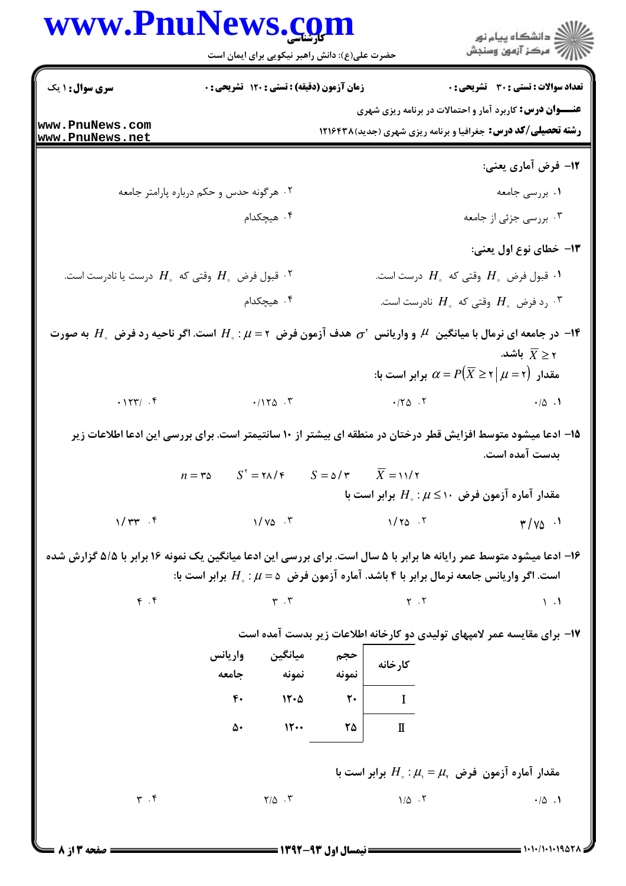**۱۲- فرض آماری یعنی:**

۱. بررسی جامعه

۲. هرگونه حدس و حکم درباره پارامتر جامعه

۳. بررسی جزئی از جامعه

۴. هیچکدام

**۱۳- خطای نوع اول یعنی:**

۱. قبول فرض $H_0$ وقتی که $H_0$ درست است.

۲. قبول فرض $H_0$ وقتی که $H_0$ درست یا نادرست است.

۳. رد فرض $H_0$ وقتی که $H_0$ نادرست است.

۴. هیچکدام

**۱۴- در جامعه ای نرمال با میانگین $\mu$ و واریانس $\sigma^2$ هدف آزمون فرض $H_0 : \mu = 2$ است. اگر ناحیه رد فرض $H_0$ به صورت $\overline{X} \geq 2$ باشد.**

**مقدار $\alpha = P(\overline{X} \geq 2 \mid \mu = 2)$ برابر است با:**

۱. ۰/۵

۲. ۰/۲۵

۳. ۰/۱۲۵

۴. ۰/۱۲۳

**۱۵- ادعا میشود متوسط افزایش قطر درختان در منطقه ای بیشتر از ۱۰ سانتیمتر است. برای بررسی این ادعا اطلاعات زیر بدست آمده است.**

$\overline{X} = 11/2$ $\quad S = 5/3$ $\quad S^2 = 28/4$ $\quad n = 35$

**مقدار آماره آزمون فرض $H_0 : \mu \leq 10$ برابر است با**

۱. ۳/۷۵

۲. ۱/۲۵

۳. ۱/۷۵

۴. ۱/۳۳

**۱۶- ادعا میشود متوسط عمر رایانه ها برابر با ۵ سال است. برای بررسی این ادعا میانگین یک نمونه ۱۶ برابر با ۵/۵ گزارش شده است. اگر واریانس جامعه نرمال برابر با ۴ باشد. آماره آزمون فرض $H_0 : \mu = 5$ برابر است با:**

۱. ۱

۲. ۲

۳. ۳

۴. ۴

**۱۷- برای مقایسه عمر لامپهای تولیدی دو کارخانه اطلاعات زیر بدست آمده است**

| کارخانه | حجم نمونه | میانگین نمونه | واریانس جامعه |
|---|---|---|---|
| I | ۲۰ | ۱۲۰۵ | ۴۰ |
| II | ۲۵ | ۱۲۰۰ | ۵۰ |

**مقدار آماره آزمون فرض $H_0 : \mu_1 = \mu_2$ برابر است با**

۱. ۰/۵

۲. ۱/۵

۳. ۲/۵

۴. ۳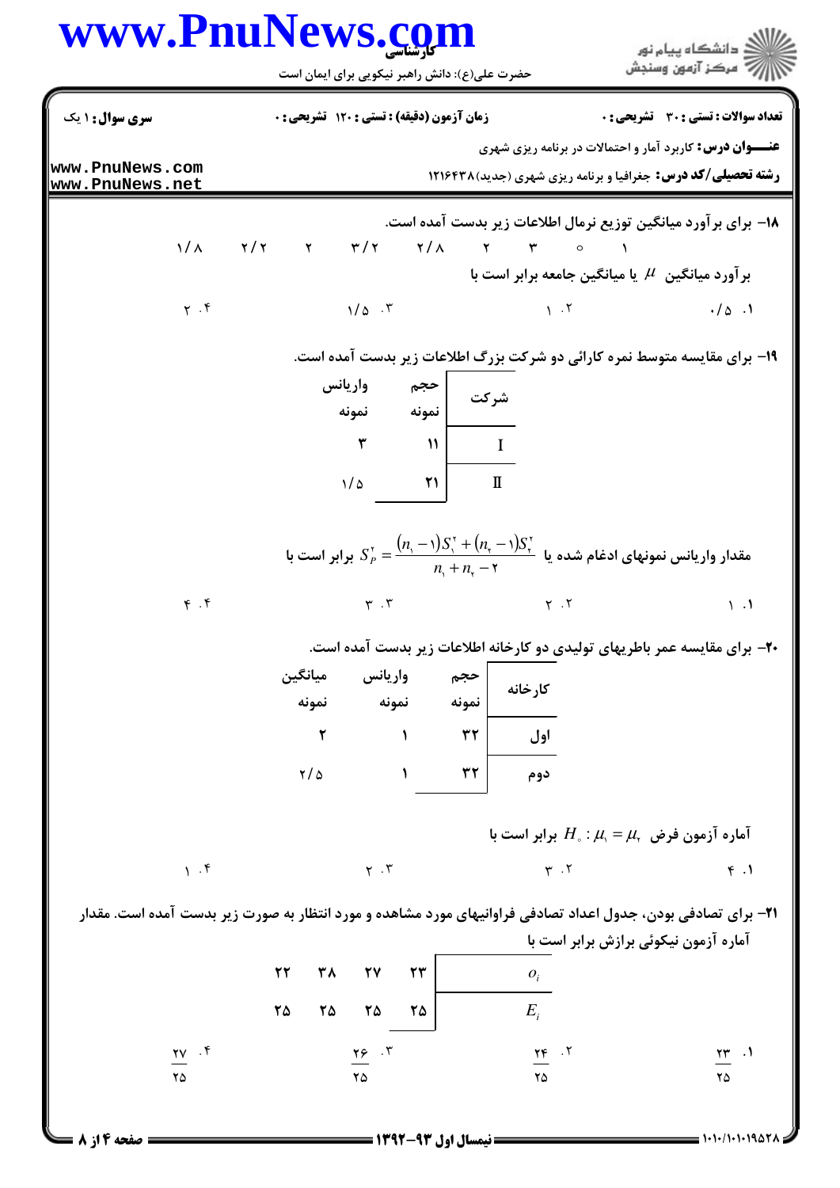۱۸- برای برآورد میانگین توزیع نرمال اطلاعات زیر بدست آمده است.

۱/۸ &nbsp;&nbsp; ۲/۲ &nbsp;&nbsp; ۲ &nbsp;&nbsp; ۳/۲ &nbsp;&nbsp; ۲/۸ &nbsp;&nbsp; ۲ &nbsp;&nbsp; ۳ &nbsp;&nbsp; ۰ &nbsp;&nbsp; ۱

برآورد میانگین $\mu$ یا میانگین جامعه برابر است با

۱. ۰/۵ &nbsp;&nbsp; ۲. ۱ &nbsp;&nbsp; ۳. ۱/۵ &nbsp;&nbsp; ۴. ۲

۱۹- برای مقایسه متوسط نمره کارائی دو شرکت بزرگ اطلاعات زیر بدست آمده است.

| شرکت | حجم نمونه | واریانس نمونه |
|---|---|---|
| I | ۱۱ | ۳ |
| II | ۲۱ | ۱/۵ |

مقدار واریانس نمونهای ادغام شده یا $S_P^2 = \dfrac{(n_1-1)S_1^2 + (n_2-1)S_2^2}{n_1+n_2-2}$ برابر است با

۱. ۱ &nbsp;&nbsp; ۲. ۲ &nbsp;&nbsp; ۳. ۳ &nbsp;&nbsp; ۴. ۴

۲۰- برای مقایسه عمر باطریهای تولیدی دو کارخانه اطلاعات زیر بدست آمده است.

| کارخانه | حجم نمونه | واریانس نمونه | میانگین نمونه |
|---|---|---|---|
| اول | ۳۲ | ۱ | ۲ |
| دوم | ۳۲ | ۱ | ۲/۵ |

آماره آزمون فرض $H_0 : \mu_1 = \mu_2$ برابر است با

۱. ۴ &nbsp;&nbsp; ۲. ۳ &nbsp;&nbsp; ۳. ۲ &nbsp;&nbsp; ۴. ۱

۲۱- برای تصادفی بودن، جدول اعداد تصادفی فراوانیهای مورد مشاهده و مورد انتظار به صورت زیر بدست آمده است. مقدار آماره آزمون نیکوئی برازش برابر است با

| | | | | |
|---|---|---|---|---|
| $O_i$ | ۲۳ | ۲۷ | ۳۸ | ۲۲ |
| $E_i$ | ۲۵ | ۲۵ | ۲۵ | ۲۵ |

۱. $\frac{۲۳}{۲۵}$ &nbsp;&nbsp; ۲. $\frac{۲۴}{۲۵}$ &nbsp;&nbsp; ۳. $\frac{۲۶}{۲۵}$ &nbsp;&nbsp; ۴. $\frac{۲۷}{۲۵}$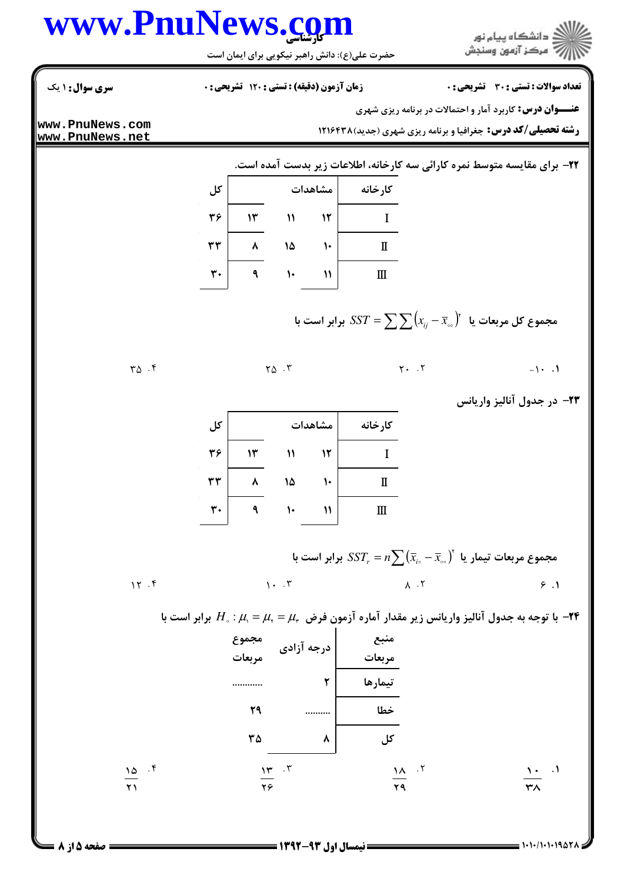**سری سوال:** ۱ یک | **زمان آزمون (دقیقه) : تستی :** ۱۲۰ **تشریحی :** ۰ | **تعداد سوالات : تستی :** ۳۰ **تشریحی :** ۰

**عنـــوان درس:** کاربرد آمار و احتمالات در برنامه ریزی شهری

**رشته تحصیلی/کد درس:** جغرافیا و برنامه ریزی شهری (جدید)۱۲۱۶۴۳۸

۲۲- برای مقایسه متوسط نمره کارائی سه کارخانه، اطلاعات زیر بدست آمده است.

| کارخانه | مشاهدات | | | کل |
|---|---|---|---|---|
| I | ۱۲ | ۱۱ | ۱۳ | ۳۶ |
| II | ۱۰ | ۱۵ | ۸ | ۳۳ |
| III | ۱۱ | ۱۰ | ۹ | ۳۰ |

مجموع کل مربعات یا $SST = \sum\sum\left(x_{ij} - \bar{x}_{\circ\circ}\right)^2$ برابر است با

۱. ۱۰-

۲. ۲۰

۳. ۲۵

۴. ۳۵

۲۳- در جدول آنالیز واریانس

| کارخانه | مشاهدات | | | کل |
|---|---|---|---|---|
| I | ۱۲ | ۱۱ | ۱۳ | ۳۶ |
| II | ۱۰ | ۱۵ | ۸ | ۳۳ |
| III | ۱۱ | ۱۰ | ۹ | ۳۰ |

مجموع مربعات تیمار یا $SST_r = n\sum\left(\bar{x}_{i\circ} - \bar{x}_{\circ\circ}\right)^2$ برابر است با

۱. ۶

۲. ۸

۳. ۱۰

۴. ۱۲

۲۴- با توجه به جدول آنالیز واریانس زیر مقدار آماره آزمون فرض $H_\circ : \mu_1 = \mu_2 = \mu_3$ برابر است با

| منبع مربعات | درجه آزادی | مجموع مربعات |
|---|---|---|
| تیمارها | ۲ | ........... |
| خطا | .......... | ۲۹ |
| کل | ۸ | ۳۵ |

۱. $\frac{10}{38}$

۲. $\frac{18}{29}$

۳. $\frac{13}{26}$

۴. $\frac{15}{21}$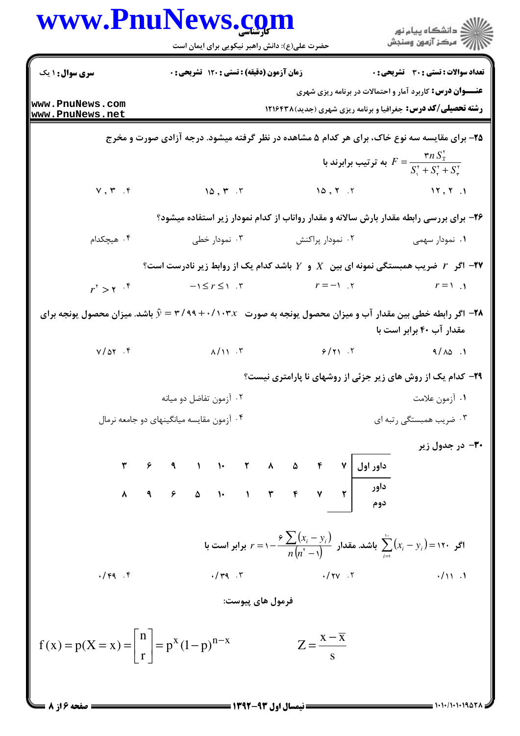**سری سوال:** ۱ یک | **زمان آزمون (دقیقه) : تستی :** ۱۲۰ **تشریحی :** ۰ | **تعداد سوالات : تستی :** ۳۰ **تشریحی :** ۰

**عنـــوان درس:** کاربرد آمار و احتمالات در برنامه ریزی شهری

**رشته تحصیلی/کد درس:** جغرافیا و برنامه ریزی شهری (جدید)۱۲۱۶۴۳۸

۲۵- برای مقایسه سه نوع خاک، برای هر کدام ۵ مشاهده در نظر گرفته میشود. درجه آزادی صورت و مخرج $F = \frac{3n S_{\bar{x}}^2}{S_1^2 + S_2^2 + S_3^2}$ به ترتیب برابرند با

۱. ۱۲ , ۲
۲. ۱۵ , ۲
۳. ۱۵ , ۳
۴. ۷ , ۳

۲۶- برای بررسی رابطه مقدار بارش سالانه و مقدار رواناب از کدام نمودار زیر استفاده میشود؟

۱. نمودار سهمی
۲. نمودار پراکنش
۳. نمودار خطی
۴. هیچکدام

۲۷- اگر $r$ ضریب همبستگی نمونه ای بین $X$ و $Y$ باشد کدام یک از روابط زیر نادرست است؟

۱. $r = 1$
۲. $r = -1$
۳. $-1 \leq r \leq 1$
۴. $r^2 > 2$

۲۸- اگر رابطه خطی بین مقدار آب و میزان محصول یونجه به صورت $\hat{y} = 3/99 + 0/103x$ باشد. میزان محصول یونجه برای مقدار آب ۴۰ برابر است با

۱. ۹/۸۵
۲. ۶/۲۱
۳. ۸/۱۱
۴. ۷/۵۲

۲۹- کدام یک از روش های زیر جزئی از روشهای نا پارامتری نیست؟

۱. آزمون علامت
۲. آزمون تفاضل دو میانه
۳. ضریب همبستگی رتبه ای
۴. آزمون مقایسه میانگینهای دو جامعه نرمال

۳۰- در جدول زیر

| داور اول | ۷ | ۴ | ۵ | ۸ | ۲ | ۱۰ | ۱ | ۹ | ۶ | ۳ |
|---|---|---|---|---|---|---|---|---|---|---|
| داور دوم | ۲ | ۷ | ۴ | ۳ | ۱ | ۱۰ | ۵ | ۶ | ۹ | ۸ |

اگر $\sum_{i=1}^{10}(x_i - y_i) = 120$ باشد. مقدار $r = 1 - \frac{6\sum(x_i - y_i)}{n(n^2-1)}$ برابر است با

۱. ۰/۱۱
۲. ۰/۲۷
۳. ۰/۳۹
۴. ۰/۴۹

فرمول های پیوست:

$$f(x) = p(X = x) = \begin{bmatrix} n \\ r \end{bmatrix} = p^x (1-p)^{n-x}$$

$$Z = \frac{x - \bar{x}}{s}$$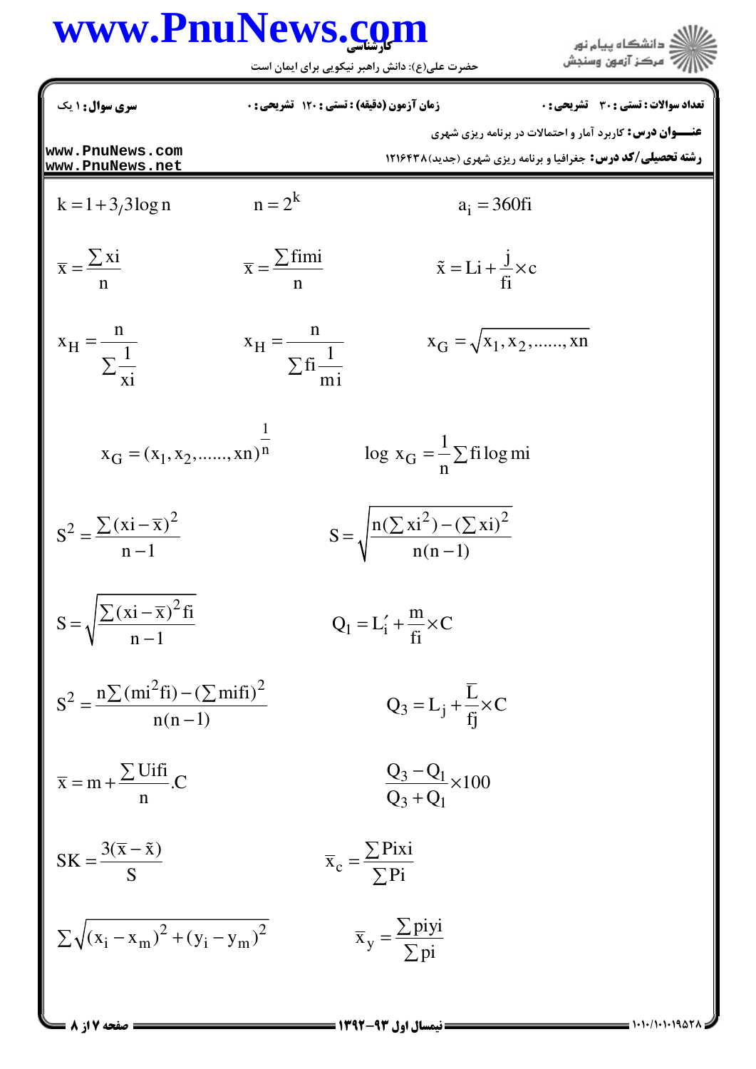**تعداد سوالات : تستی : ۳۰ تشریحی : ۰** | **زمان آزمون (دقیقه) : تستی : ۱۲۰ تشریحی : ۰** | **سری سوال : ۱ یک**

**عنـــوان درس:** کاربرد آمار و احتمالات در برنامه ریزی شهری

**رشته تحصیلی/کد درس:** جغرافیا و برنامه ریزی شهری (جدید)۱۲۱۶۴۳۸

$k = 1 + 3/3 \log n$ $\qquad n = 2^k$ $\qquad a_i = 360fi$

$\bar{x} = \dfrac{\sum xi}{n}$ $\qquad \bar{x} = \dfrac{\sum fimi}{n}$ $\qquad \tilde{x} = Li + \dfrac{j}{fi} \times c$

$x_H = \dfrac{n}{\sum \dfrac{1}{xi}}$ $\qquad x_H = \dfrac{n}{\sum fi \dfrac{1}{mi}}$ $\qquad x_G = \sqrt{x_1, x_2, ......, xn}$

$x_G = (x_1, x_2, ......, xn)^{\frac{1}{n}}$ $\qquad \log\ x_G = \dfrac{1}{n} \sum fi \log mi$

$S^2 = \dfrac{\sum (xi - \bar{x})^2}{n-1}$ $\qquad S = \sqrt{\dfrac{n(\sum xi^2) - (\sum xi)^2}{n(n-1)}}$

$S = \sqrt{\dfrac{\sum (xi - \bar{x})^2 fi}{n-1}}$ $\qquad Q_1 = L_i' + \dfrac{m}{fi} \times C$

$S^2 = \dfrac{n \sum (mi^2 fi) - (\sum mifi)^2}{n(n-1)}$ $\qquad Q_3 = L_j + \dfrac{L}{fj} \times C$

$\bar{x} = m + \dfrac{\sum Uifi}{n}.C$ $\qquad \dfrac{Q_3 - Q_1}{Q_3 + Q_1} \times 100$

$SK = \dfrac{3(\bar{x} - \tilde{x})}{S}$ $\qquad \bar{x}_c = \dfrac{\sum Pixi}{\sum Pi}$

$\sum \sqrt{(x_i - x_m)^2 + (y_i - y_m)^2}$ $\qquad \bar{x}_y = \dfrac{\sum piyi}{\sum pi}$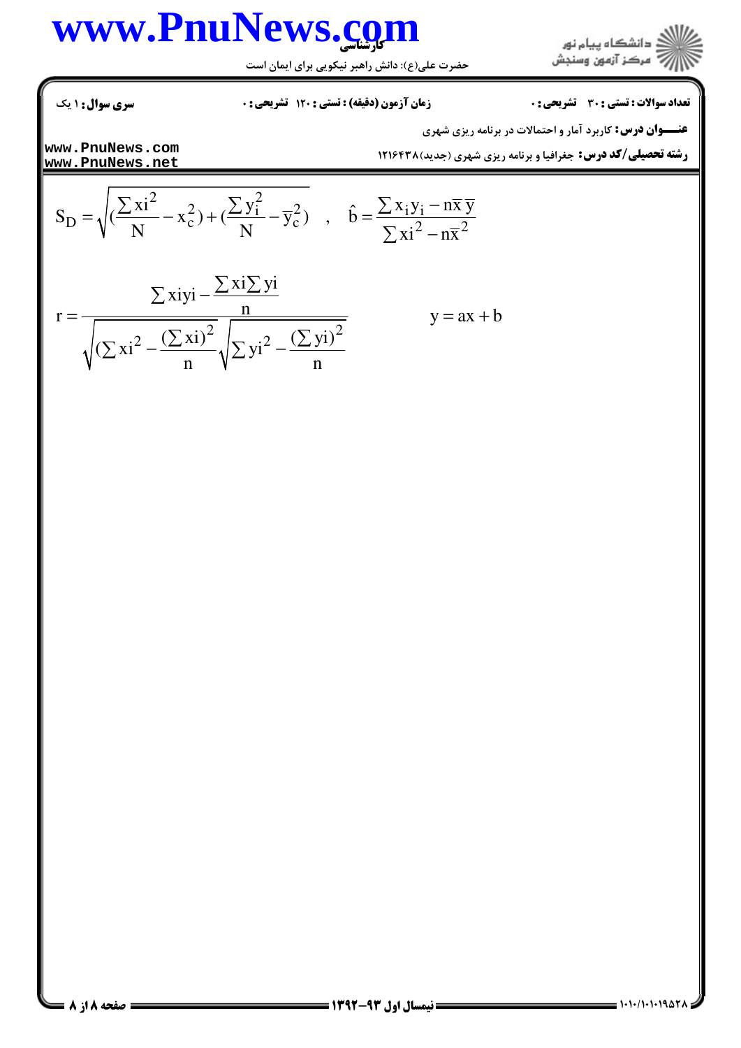$$S_D = \sqrt{\left(\frac{\sum xi^2}{N} - x_c^2\right) + \left(\frac{\sum y_i^2}{N} - \bar{y}_c^2\right)} \quad , \quad \hat{b} = \frac{\sum x_i y_i - n\bar{x}\,\bar{y}}{\sum xi^2 - n\bar{x}^2}$$

$$r = \frac{\sum xiyi - \dfrac{\sum xi \sum yi}{n}}{\sqrt{\left(\sum xi^2 - \dfrac{(\sum xi)^2}{n}\right.}\sqrt{\sum yi^2 - \dfrac{(\sum yi)^2}{n}}}$$

$$y = ax + b$$